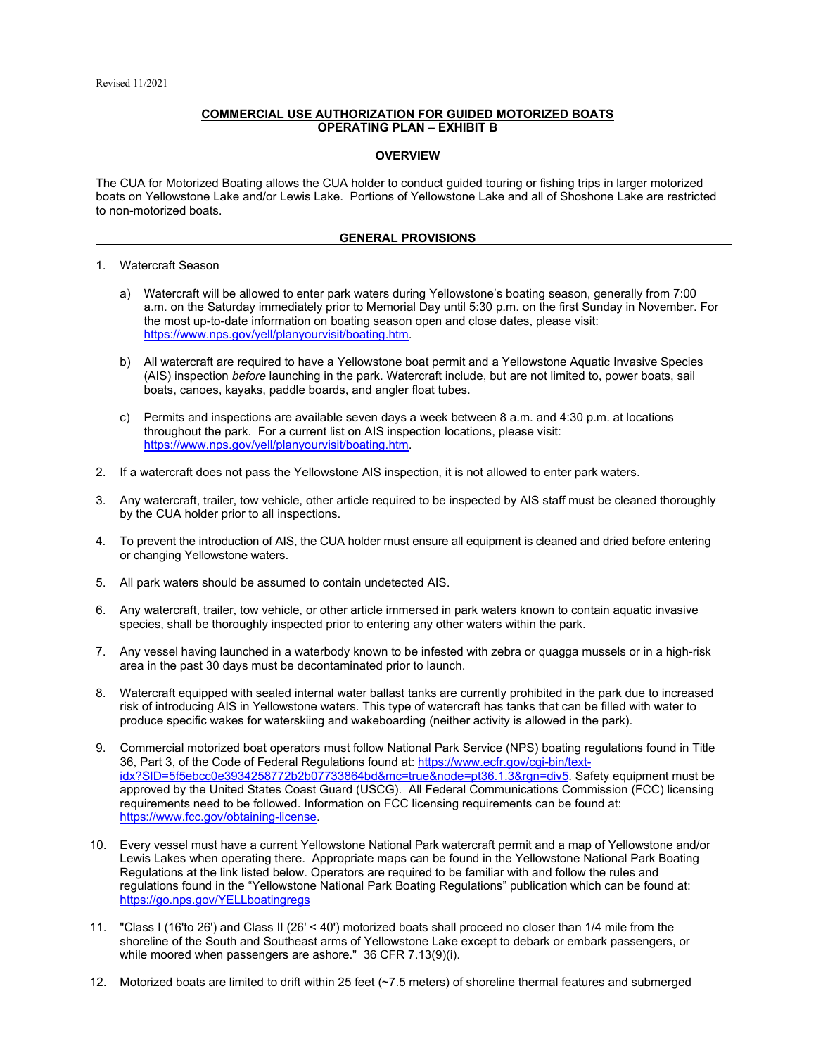Revised 11/2021

**COMMERCIAL USE AUTHORIZATION FOR GUIDED MOTORIZED BOATS**
**OPERATING PLAN – EXHIBIT B**

## OVERVIEW

The CUA for Motorized Boating allows the CUA holder to conduct guided touring or fishing trips in larger motorized boats on Yellowstone Lake and/or Lewis Lake. Portions of Yellowstone Lake and all of Shoshone Lake are restricted to non-motorized boats.

## GENERAL PROVISIONS

1. Watercraft Season

   a) Watercraft will be allowed to enter park waters during Yellowstone's boating season, generally from 7:00 a.m. on the Saturday immediately prior to Memorial Day until 5:30 p.m. on the first Sunday in November. For the most up-to-date information on boating season open and close dates, please visit: https://www.nps.gov/yell/planyourvisit/boating.htm.

   b) All watercraft are required to have a Yellowstone boat permit and a Yellowstone Aquatic Invasive Species (AIS) inspection *before* launching in the park. Watercraft include, but are not limited to, power boats, sail boats, canoes, kayaks, paddle boards, and angler float tubes.

   c) Permits and inspections are available seven days a week between 8 a.m. and 4:30 p.m. at locations throughout the park. For a current list on AIS inspection locations, please visit: https://www.nps.gov/yell/planyourvisit/boating.htm.

2. If a watercraft does not pass the Yellowstone AIS inspection, it is not allowed to enter park waters.

3. Any watercraft, trailer, tow vehicle, other article required to be inspected by AIS staff must be cleaned thoroughly by the CUA holder prior to all inspections.

4. To prevent the introduction of AIS, the CUA holder must ensure all equipment is cleaned and dried before entering or changing Yellowstone waters.

5. All park waters should be assumed to contain undetected AIS.

6. Any watercraft, trailer, tow vehicle, or other article immersed in park waters known to contain aquatic invasive species, shall be thoroughly inspected prior to entering any other waters within the park.

7. Any vessel having launched in a waterbody known to be infested with zebra or quagga mussels or in a high-risk area in the past 30 days must be decontaminated prior to launch.

8. Watercraft equipped with sealed internal water ballast tanks are currently prohibited in the park due to increased risk of introducing AIS in Yellowstone waters. This type of watercraft has tanks that can be filled with water to produce specific wakes for waterskiing and wakeboarding (neither activity is allowed in the park).

9. Commercial motorized boat operators must follow National Park Service (NPS) boating regulations found in Title 36, Part 3, of the Code of Federal Regulations found at: https://www.ecfr.gov/cgi-bin/text-idx?SID=5f5ebcc0e3934258772b2b07733864bd&mc=true&node=pt36.1.3&rgn=div5. Safety equipment must be approved by the United States Coast Guard (USCG). All Federal Communications Commission (FCC) licensing requirements need to be followed. Information on FCC licensing requirements can be found at: https://www.fcc.gov/obtaining-license.

10. Every vessel must have a current Yellowstone National Park watercraft permit and a map of Yellowstone and/or Lewis Lakes when operating there. Appropriate maps can be found in the Yellowstone National Park Boating Regulations at the link listed below. Operators are required to be familiar with and follow the rules and regulations found in the "Yellowstone National Park Boating Regulations" publication which can be found at: https://go.nps.gov/YELLboatingregs

11. "Class I (16'to 26') and Class II (26' < 40') motorized boats shall proceed no closer than 1/4 mile from the shoreline of the South and Southeast arms of Yellowstone Lake except to debark or embark passengers, or while moored when passengers are ashore." 36 CFR 7.13(9)(i).

12. Motorized boats are limited to drift within 25 feet (~7.5 meters) of shoreline thermal features and submerged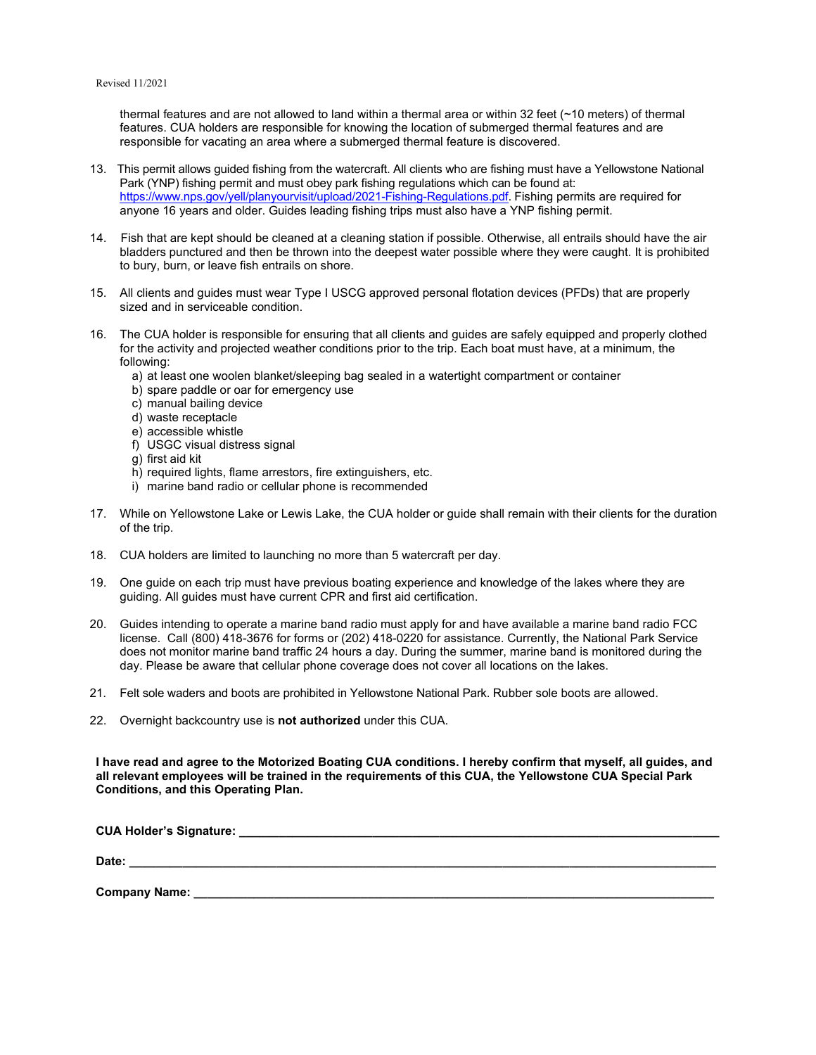thermal features and are not allowed to land within a thermal area or within 32 feet (~10 meters) of thermal features. CUA holders are responsible for knowing the location of submerged thermal features and are responsible for vacating an area where a submerged thermal feature is discovered.

13. This permit allows guided fishing from the watercraft. All clients who are fishing must have a Yellowstone National Park (YNP) fishing permit and must obey park fishing regulations which can be found at: https://www.nps.gov/yell/planyourvisit/upload/2021-Fishing-Regulations.pdf. Fishing permits are required for anyone 16 years and older. Guides leading fishing trips must also have a YNP fishing permit.

14. Fish that are kept should be cleaned at a cleaning station if possible. Otherwise, all entrails should have the air bladders punctured and then be thrown into the deepest water possible where they were caught. It is prohibited to bury, burn, or leave fish entrails on shore.

15. All clients and guides must wear Type I USCG approved personal flotation devices (PFDs) that are properly sized and in serviceable condition.

16. The CUA holder is responsible for ensuring that all clients and guides are safely equipped and properly clothed for the activity and projected weather conditions prior to the trip. Each boat must have, at a minimum, the following:
    a) at least one woolen blanket/sleeping bag sealed in a watertight compartment or container
    b) spare paddle or oar for emergency use
    c) manual bailing device
    d) waste receptacle
    e) accessible whistle
    f) USGC visual distress signal
    g) first aid kit
    h) required lights, flame arrestors, fire extinguishers, etc.
    i) marine band radio or cellular phone is recommended

17. While on Yellowstone Lake or Lewis Lake, the CUA holder or guide shall remain with their clients for the duration of the trip.

18. CUA holders are limited to launching no more than 5 watercraft per day.

19. One guide on each trip must have previous boating experience and knowledge of the lakes where they are guiding. All guides must have current CPR and first aid certification.

20. Guides intending to operate a marine band radio must apply for and have available a marine band radio FCC license. Call (800) 418-3676 for forms or (202) 418-0220 for assistance. Currently, the National Park Service does not monitor marine band traffic 24 hours a day. During the summer, marine band is monitored during the day. Please be aware that cellular phone coverage does not cover all locations on the lakes.

21. Felt sole waders and boots are prohibited in Yellowstone National Park. Rubber sole boots are allowed.

22. Overnight backcountry use is **not authorized** under this CUA.

**I have read and agree to the Motorized Boating CUA conditions. I hereby confirm that myself, all guides, and all relevant employees will be trained in the requirements of this CUA, the Yellowstone CUA Special Park Conditions, and this Operating Plan.**

**CUA Holder's Signature:** ______________________________

**Date:** ______________________________

**Company Name:** ______________________________